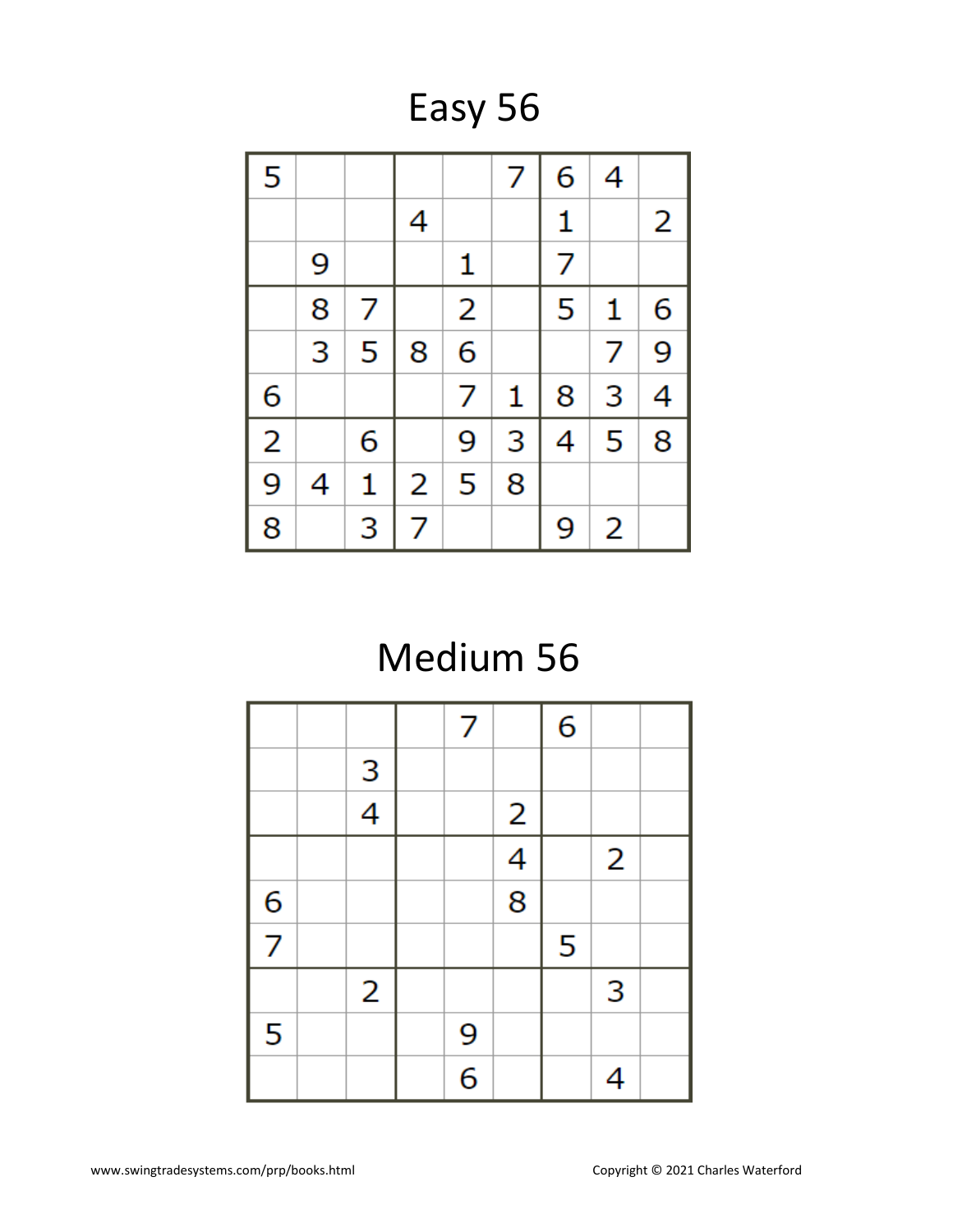# Easy 56

| | | | | | | | | |
|---|---|---|---|---|---|---|---|---|
| 5 | | | | | 7 | 6 | 4 | |
| | | | 4 | | | 1 | | 2 |
| | 9 | | | 1 | | 7 | | |
| | 8 | 7 | | 2 | | 5 | 1 | 6 |
| | 3 | 5 | 8 | 6 | | | 7 | 9 |
| 6 | | | | 7 | 1 | 8 | 3 | 4 |
| 2 | | 6 | | 9 | 3 | 4 | 5 | 8 |
| 9 | 4 | 1 | 2 | 5 | 8 | | | |
| 8 | | 3 | 7 | | | 9 | 2 | |

# Medium 56

| | | | | | | | | |
|---|---|---|---|---|---|---|---|---|
| | | | | 7 | | 6 | | |
| | | 3 | | | | | | |
| | | 4 | | | 2 | | | |
| | | | | | 4 | | 2 | |
| 6 | | | | | 8 | | | |
| 7 | | | | | | 5 | | |
| | | 2 | | | | | 3 | |
| 5 | | | | 9 | | | | |
| | | | | 6 | | | 4 | |

www.swingtradesystems.com/prp/books.html

Copyright © 2021 Charles Waterford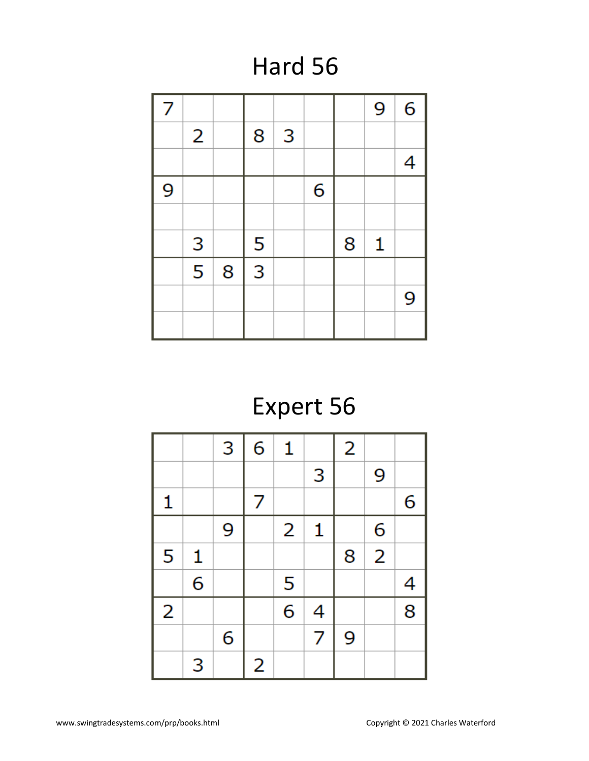# Hard 56

| | | | | | | | | |
|---|---|---|---|---|---|---|---|---|
| 7 | | | | | | | 9 | 6 |
| | 2 | | 8 | 3 | | | | |
| | | | | | | | | 4 |
| 9 | | | | | 6 | | | |
| | | | | | | | | |
| | 3 | | 5 | | | 8 | 1 | |
| | 5 | 8 | 3 | | | | | |
| | | | | | | | | 9 |
| | | | | | | | | |

# Expert 56

| | | | | | | | | |
|---|---|---|---|---|---|---|---|---|
| | | 3 | 6 | 1 | | 2 | | |
| | | | | | 3 | | 9 | |
| 1 | | | 7 | | | | | 6 |
| | | 9 | | 2 | 1 | | 6 | |
| 5 | 1 | | | | | 8 | 2 | |
| | 6 | | | 5 | | | | 4 |
| 2 | | | | 6 | 4 | | | 8 |
| | | 6 | | | 7 | 9 | | |
| | 3 | | 2 | | | | | |

www.swingtradesystems.com/prp/books.html

Copyright © 2021 Charles Waterford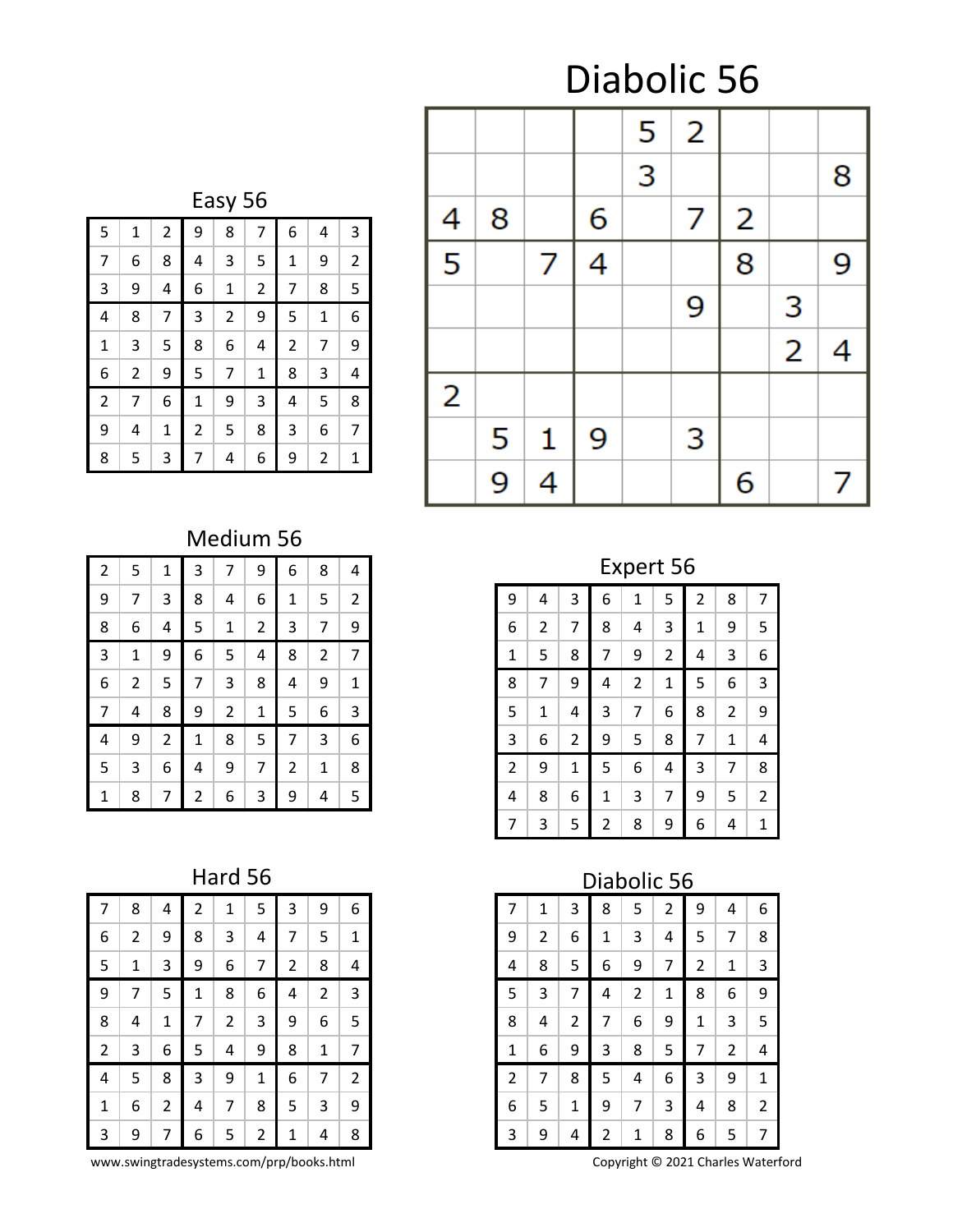# Diabolic 56

| | | | | | | | | |
|---|---|---|---|---|---|---|---|---|
| | | | | 5 | 2 | | | |
| | | | | 3 | | | | 8 |
| 4 | 8 | | 6 | | 7 | 2 | | |
| 5 | | 7 | 4 | | | 8 | | 9 |
| | | | | | 9 | | 3 | |
| | | | | | | | 2 | 4 |
| 2 | | | | | | | | |
| | 5 | 1 | 9 | | 3 | | | |
| | 9 | 4 | | | | 6 | | 7 |

## Easy 56

| | | | | | | | | |
|---|---|---|---|---|---|---|---|---|
| 5 | 1 | 2 | 9 | 8 | 7 | 6 | 4 | 3 |
| 7 | 6 | 8 | 4 | 3 | 5 | 1 | 9 | 2 |
| 3 | 9 | 4 | 6 | 1 | 2 | 7 | 8 | 5 |
| 4 | 8 | 7 | 3 | 2 | 9 | 5 | 1 | 6 |
| 1 | 3 | 5 | 8 | 6 | 4 | 2 | 7 | 9 |
| 6 | 2 | 9 | 5 | 7 | 1 | 8 | 3 | 4 |
| 2 | 7 | 6 | 1 | 9 | 3 | 4 | 5 | 8 |
| 9 | 4 | 1 | 2 | 5 | 8 | 3 | 6 | 7 |
| 8 | 5 | 3 | 7 | 4 | 6 | 9 | 2 | 1 |

## Medium 56

| | | | | | | | | |
|---|---|---|---|---|---|---|---|---|
| 2 | 5 | 1 | 3 | 7 | 9 | 6 | 8 | 4 |
| 9 | 7 | 3 | 8 | 4 | 6 | 1 | 5 | 2 |
| 8 | 6 | 4 | 5 | 1 | 2 | 3 | 7 | 9 |
| 3 | 1 | 9 | 6 | 5 | 4 | 8 | 2 | 7 |
| 6 | 2 | 5 | 7 | 3 | 8 | 4 | 9 | 1 |
| 7 | 4 | 8 | 9 | 2 | 1 | 5 | 6 | 3 |
| 4 | 9 | 2 | 1 | 8 | 5 | 7 | 3 | 6 |
| 5 | 3 | 6 | 4 | 9 | 7 | 2 | 1 | 8 |
| 1 | 8 | 7 | 2 | 6 | 3 | 9 | 4 | 5 |

## Expert 56

| | | | | | | | | |
|---|---|---|---|---|---|---|---|---|
| 9 | 4 | 3 | 6 | 1 | 5 | 2 | 8 | 7 |
| 6 | 2 | 7 | 8 | 4 | 3 | 1 | 9 | 5 |
| 1 | 5 | 8 | 7 | 9 | 2 | 4 | 3 | 6 |
| 8 | 7 | 9 | 4 | 2 | 1 | 5 | 6 | 3 |
| 5 | 1 | 4 | 3 | 7 | 6 | 8 | 2 | 9 |
| 3 | 6 | 2 | 9 | 5 | 8 | 7 | 1 | 4 |
| 2 | 9 | 1 | 5 | 6 | 4 | 3 | 7 | 8 |
| 4 | 8 | 6 | 1 | 3 | 7 | 9 | 5 | 2 |
| 7 | 3 | 5 | 2 | 8 | 9 | 6 | 4 | 1 |

## Hard 56

| | | | | | | | | |
|---|---|---|---|---|---|---|---|---|
| 7 | 8 | 4 | 2 | 1 | 5 | 3 | 9 | 6 |
| 6 | 2 | 9 | 8 | 3 | 4 | 7 | 5 | 1 |
| 5 | 1 | 3 | 9 | 6 | 7 | 2 | 8 | 4 |
| 9 | 7 | 5 | 1 | 8 | 6 | 4 | 2 | 3 |
| 8 | 4 | 1 | 7 | 2 | 3 | 9 | 6 | 5 |
| 2 | 3 | 6 | 5 | 4 | 9 | 8 | 1 | 7 |
| 4 | 5 | 8 | 3 | 9 | 1 | 6 | 7 | 2 |
| 1 | 6 | 2 | 4 | 7 | 8 | 5 | 3 | 9 |
| 3 | 9 | 7 | 6 | 5 | 2 | 1 | 4 | 8 |

## Diabolic 56

| | | | | | | | | |
|---|---|---|---|---|---|---|---|---|
| 7 | 1 | 3 | 8 | 5 | 2 | 9 | 4 | 6 |
| 9 | 2 | 6 | 1 | 3 | 4 | 5 | 7 | 8 |
| 4 | 8 | 5 | 6 | 9 | 7 | 2 | 1 | 3 |
| 5 | 3 | 7 | 4 | 2 | 1 | 8 | 6 | 9 |
| 8 | 4 | 2 | 7 | 6 | 9 | 1 | 3 | 5 |
| 1 | 6 | 9 | 3 | 8 | 5 | 7 | 2 | 4 |
| 2 | 7 | 8 | 5 | 4 | 6 | 3 | 9 | 1 |
| 6 | 5 | 1 | 9 | 7 | 3 | 4 | 8 | 2 |
| 3 | 9 | 4 | 2 | 1 | 8 | 6 | 5 | 7 |

www.swingtradesystems.com/prp/books.html

Copyright © 2021 Charles Waterford